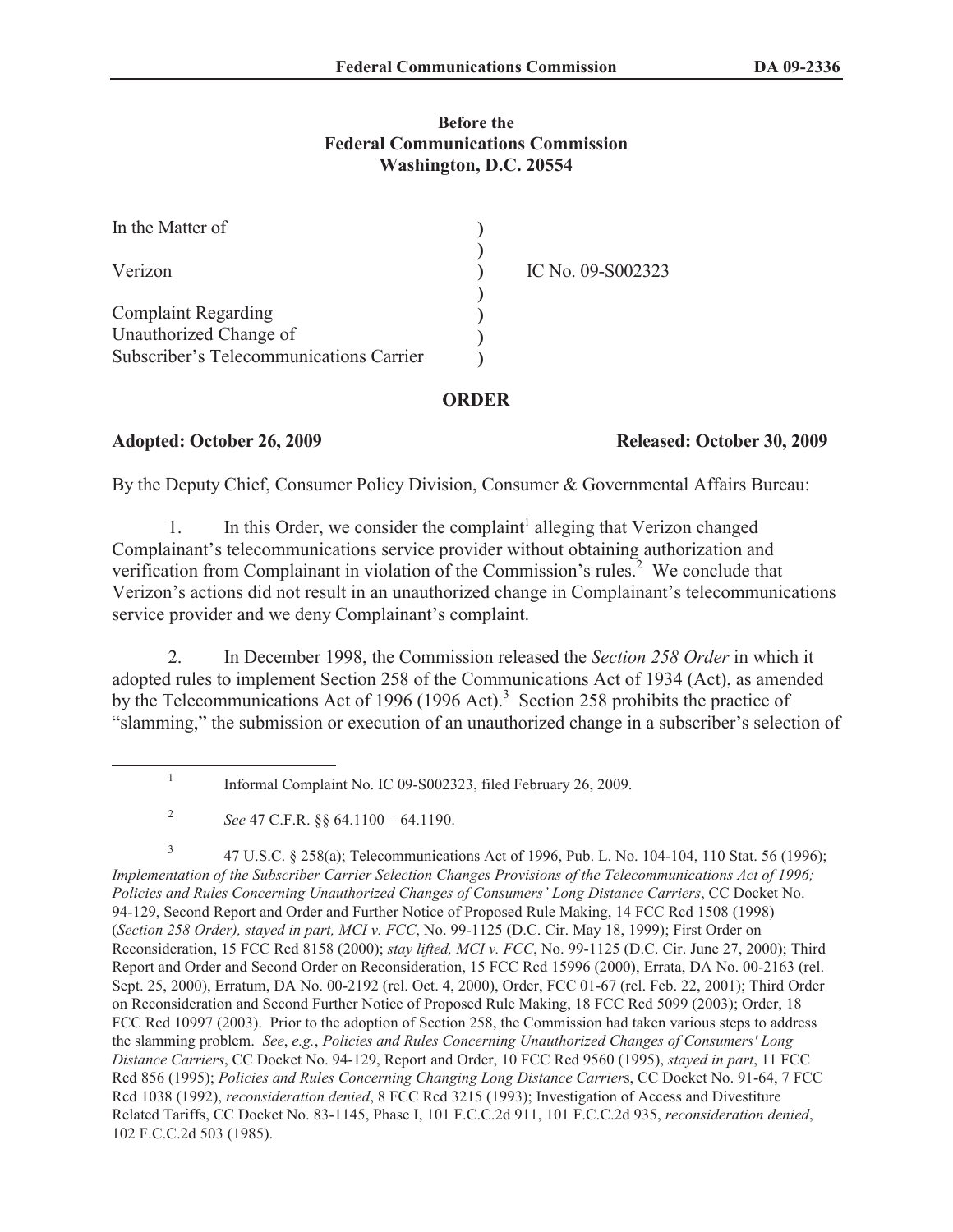**Before the**
**Federal Communications Commission**
**Washington, D.C. 20554**

| | | |
|---|---|---|
| In the Matter of | ) | |
| | ) | |
| Verizon | ) | IC No. 09-S002323 |
| | ) | |
| Complaint Regarding | ) | |
| Unauthorized Change of | ) | |
| Subscriber's Telecommunications Carrier | ) | |

## ORDER

**Adopted: October 26, 2009** **Released: October 30, 2009**

By the Deputy Chief, Consumer Policy Division, Consumer & Governmental Affairs Bureau:

1. In this Order, we consider the complaint[1] alleging that Verizon changed Complainant's telecommunications service provider without obtaining authorization and verification from Complainant in violation of the Commission's rules.[2] We conclude that Verizon's actions did not result in an unauthorized change in Complainant's telecommunications service provider and we deny Complainant's complaint.

2. In December 1998, the Commission released the *Section 258 Order* in which it adopted rules to implement Section 258 of the Communications Act of 1934 (Act), as amended by the Telecommunications Act of 1996 (1996 Act).[3] Section 258 prohibits the practice of "slamming," the submission or execution of an unauthorized change in a subscriber's selection of

---

[1] Informal Complaint No. IC 09-S002323, filed February 26, 2009.

[2] *See* 47 C.F.R. §§ 64.1100 – 64.1190.

[3] 47 U.S.C. § 258(a); Telecommunications Act of 1996, Pub. L. No. 104-104, 110 Stat. 56 (1996); *Implementation of the Subscriber Carrier Selection Changes Provisions of the Telecommunications Act of 1996; Policies and Rules Concerning Unauthorized Changes of Consumers' Long Distance Carriers*, CC Docket No. 94-129, Second Report and Order and Further Notice of Proposed Rule Making, 14 FCC Rcd 1508 (1998) (*Section 258 Order), stayed in part, MCI v. FCC*, No. 99-1125 (D.C. Cir. May 18, 1999); First Order on Reconsideration, 15 FCC Rcd 8158 (2000); *stay lifted, MCI v. FCC*, No. 99-1125 (D.C. Cir. June 27, 2000); Third Report and Order and Second Order on Reconsideration, 15 FCC Rcd 15996 (2000), Errata, DA No. 00-2163 (rel. Sept. 25, 2000), Erratum, DA No. 00-2192 (rel. Oct. 4, 2000), Order, FCC 01-67 (rel. Feb. 22, 2001); Third Order on Reconsideration and Second Further Notice of Proposed Rule Making, 18 FCC Rcd 5099 (2003); Order, 18 FCC Rcd 10997 (2003). Prior to the adoption of Section 258, the Commission had taken various steps to address the slamming problem. *See*, *e.g.*, *Policies and Rules Concerning Unauthorized Changes of Consumers' Long Distance Carriers*, CC Docket No. 94-129, Report and Order, 10 FCC Rcd 9560 (1995), *stayed in part*, 11 FCC Rcd 856 (1995); *Policies and Rules Concerning Changing Long Distance Carrier*s, CC Docket No. 91-64, 7 FCC Rcd 1038 (1992), *reconsideration denied*, 8 FCC Rcd 3215 (1993); Investigation of Access and Divestiture Related Tariffs, CC Docket No. 83-1145, Phase I, 101 F.C.C.2d 911, 101 F.C.C.2d 935, *reconsideration denied*, 102 F.C.C.2d 503 (1985).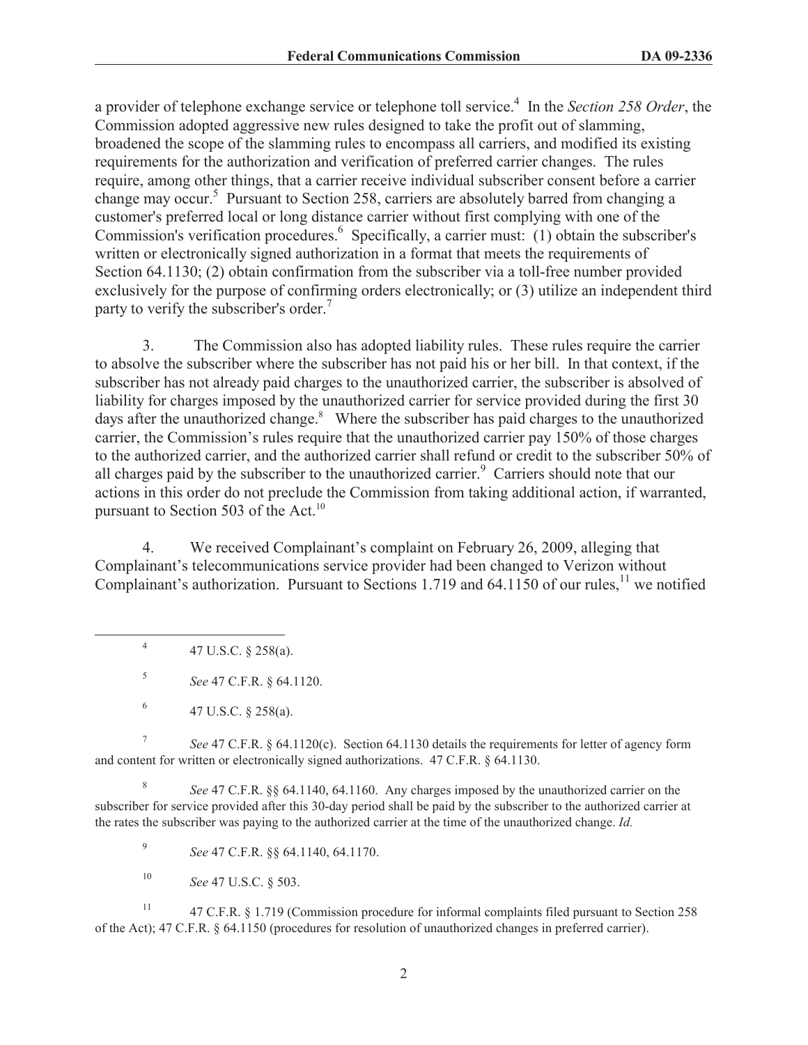a provider of telephone exchange service or telephone toll service.[4] In the *Section 258 Order*, the Commission adopted aggressive new rules designed to take the profit out of slamming, broadened the scope of the slamming rules to encompass all carriers, and modified its existing requirements for the authorization and verification of preferred carrier changes. The rules require, among other things, that a carrier receive individual subscriber consent before a carrier change may occur.[5] Pursuant to Section 258, carriers are absolutely barred from changing a customer's preferred local or long distance carrier without first complying with one of the Commission's verification procedures.[6] Specifically, a carrier must: (1) obtain the subscriber's written or electronically signed authorization in a format that meets the requirements of Section 64.1130; (2) obtain confirmation from the subscriber via a toll-free number provided exclusively for the purpose of confirming orders electronically; or (3) utilize an independent third party to verify the subscriber's order.[7]

3. The Commission also has adopted liability rules. These rules require the carrier to absolve the subscriber where the subscriber has not paid his or her bill. In that context, if the subscriber has not already paid charges to the unauthorized carrier, the subscriber is absolved of liability for charges imposed by the unauthorized carrier for service provided during the first 30 days after the unauthorized change.[8] Where the subscriber has paid charges to the unauthorized carrier, the Commission's rules require that the unauthorized carrier pay 150% of those charges to the authorized carrier, and the authorized carrier shall refund or credit to the subscriber 50% of all charges paid by the subscriber to the unauthorized carrier.[9] Carriers should note that our actions in this order do not preclude the Commission from taking additional action, if warranted, pursuant to Section 503 of the Act.[10]

4. We received Complainant's complaint on February 26, 2009, alleging that Complainant's telecommunications service provider had been changed to Verizon without Complainant's authorization. Pursuant to Sections 1.719 and 64.1150 of our rules,[11] we notified

---

[4] 47 U.S.C. § 258(a).

[5] *See* 47 C.F.R. § 64.1120.

[6] 47 U.S.C. § 258(a).

[7] *See* 47 C.F.R. § 64.1120(c). Section 64.1130 details the requirements for letter of agency form and content for written or electronically signed authorizations. 47 C.F.R. § 64.1130.

[8] *See* 47 C.F.R. §§ 64.1140, 64.1160. Any charges imposed by the unauthorized carrier on the subscriber for service provided after this 30-day period shall be paid by the subscriber to the authorized carrier at the rates the subscriber was paying to the authorized carrier at the time of the unauthorized change. *Id.*

[9] *See* 47 C.F.R. §§ 64.1140, 64.1170.

[10] *See* 47 U.S.C. § 503.

[11] 47 C.F.R. § 1.719 (Commission procedure for informal complaints filed pursuant to Section 258 of the Act); 47 C.F.R. § 64.1150 (procedures for resolution of unauthorized changes in preferred carrier).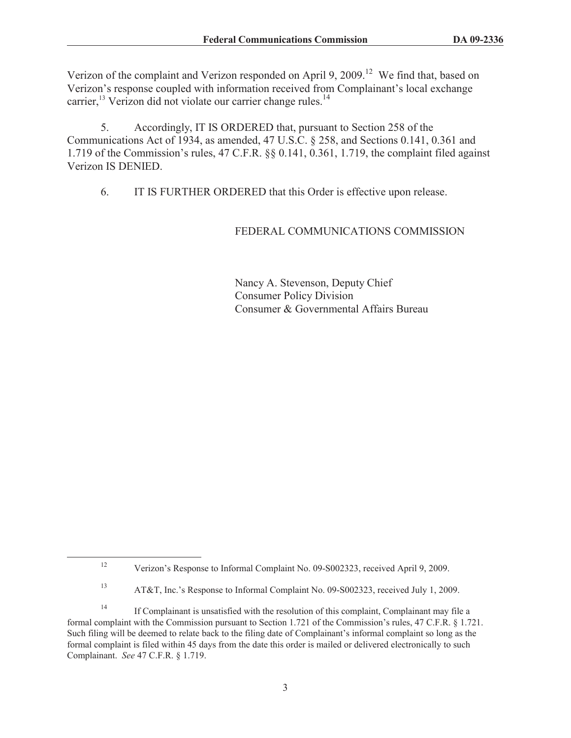Verizon of the complaint and Verizon responded on April 9, 2009.[12] We find that, based on Verizon's response coupled with information received from Complainant's local exchange carrier,[13] Verizon did not violate our carrier change rules.[14]

5. Accordingly, IT IS ORDERED that, pursuant to Section 258 of the Communications Act of 1934, as amended, 47 U.S.C. § 258, and Sections 0.141, 0.361 and 1.719 of the Commission's rules, 47 C.F.R. §§ 0.141, 0.361, 1.719, the complaint filed against Verizon IS DENIED.

6. IT IS FURTHER ORDERED that this Order is effective upon release.

FEDERAL COMMUNICATIONS COMMISSION

Nancy A. Stevenson, Deputy Chief
Consumer Policy Division
Consumer & Governmental Affairs Bureau

---

[12] Verizon's Response to Informal Complaint No. 09-S002323, received April 9, 2009.

[13] AT&T, Inc.'s Response to Informal Complaint No. 09-S002323, received July 1, 2009.

[14] If Complainant is unsatisfied with the resolution of this complaint, Complainant may file a formal complaint with the Commission pursuant to Section 1.721 of the Commission's rules, 47 C.F.R. § 1.721. Such filing will be deemed to relate back to the filing date of Complainant's informal complaint so long as the formal complaint is filed within 45 days from the date this order is mailed or delivered electronically to such Complainant. *See* 47 C.F.R. § 1.719.